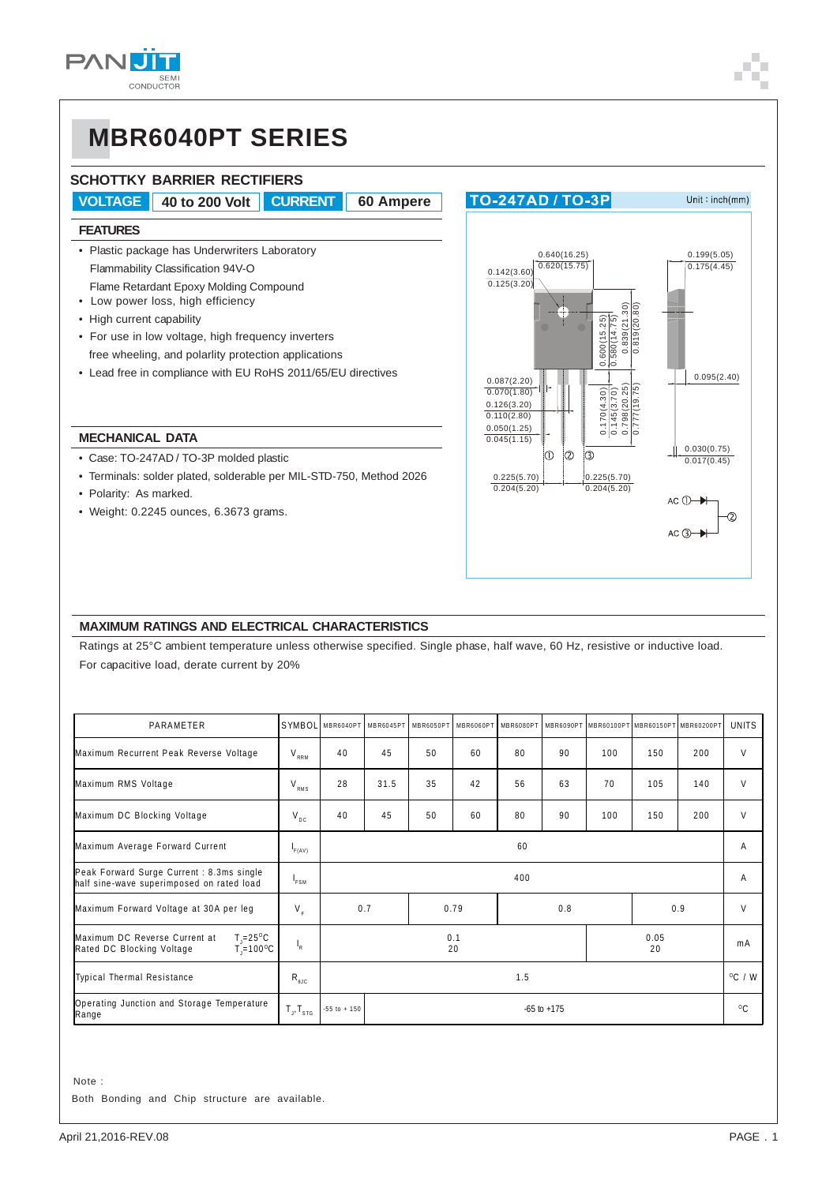# MBR6040PT SERIES

## SCHOTTKY BARRIER RECTIFIERS

**VOLTAGE** 40 to 200 Volt **CURRENT** 60 Ampere

### FEATURES

- Plastic package has Underwriters Laboratory Flammability Classification 94V-O Flame Retardant Epoxy Molding Compound
- Low power loss, high efficiency
- High current capability
- For use in low voltage, high frequency inverters free wheeling, and polarity protection applications
- Lead free in compliance with EU RoHS 2011/65/EU directives

### MECHANICAL DATA

- Case: TO-247AD / TO-3P molded plastic
- Terminals: solder plated, solderable per MIL-STD-750, Method 2026
- Polarity: As marked.
- Weight: 0.2245 ounces, 6.3673 grams.

**TO-247AD / TO-3P** Unit : inch(mm)

0.640(16.25) 0.620(15.75); 0.142(3.60) 0.125(3.20); 0.199(5.05) 0.175(4.45); 0.600(15.25) 0.580(14.75); 0.839(21.30) 0.819(20.80); 0.095(2.40); 0.087(2.20) 0.070(1.80); 0.126(3.20) 0.110(2.80); 0.050(1.25) 0.045(1.15); 0.170(4.30) 0.145(3.70); 0.798(20.25) 0.777(19.75); 0.030(0.75) 0.017(0.45); 0.225(5.70) 0.204(5.20); 0.225(5.70) 0.204(5.20)

AC ① AC ③ ②

## MAXIMUM RATINGS AND ELECTRICAL CHARACTERISTICS

Ratings at 25°C ambient temperature unless otherwise specified. Single phase, half wave, 60 Hz, resistive or inductive load.
For capacitive load, derate current by 20%

| PARAMETER | SYMBOL | MBR6040PT | MBR6045PT | MBR6050PT | MBR6060PT | MBR6080PT | MBR6090PT | MBR60100PT | MBR60150PT | MBR60200PT | UNITS |
|---|---|---|---|---|---|---|---|---|---|---|---|
| Maximum Recurrent Peak Reverse Voltage | $V_{RRM}$ | 40 | 45 | 50 | 60 | 80 | 90 | 100 | 150 | 200 | V |
| Maximum RMS Voltage | $V_{RMS}$ | 28 | 31.5 | 35 | 42 | 56 | 63 | 70 | 105 | 140 | V |
| Maximum DC Blocking Voltage | $V_{DC}$ | 40 | 45 | 50 | 60 | 80 | 90 | 100 | 150 | 200 | V |
| Maximum Average Forward Current | $I_{F(AV)}$ | 60 | | | | | | | | | A |
| Peak Forward Surge Current : 8.3ms single half sine-wave superimposed on rated load | $I_{FSM}$ | 400 | | | | | | | | | A |
| Maximum Forward Voltage at 30A per leg | $V_F$ | 0.7 | | 0.79 | | 0.8 | | | 0.9 | | V |
| Maximum DC Reverse Current at Rated DC Blocking Voltage $T_J$=25°C / $T_J$=100°C | $I_R$ | 0.1 / 20 | | | | | | 0.05 / 20 | | | mA |
| Typical Thermal Resistance | $R_{\theta JC}$ | 1.5 | | | | | | | | | °C / W |
| Operating Junction and Storage Temperature Range | $T_J$, $T_{STG}$ | -55 to + 150 | -65 to +175 | | | | | | | | °C |

Note :
Both Bonding and Chip structure are available.

April 21,2016-REV.08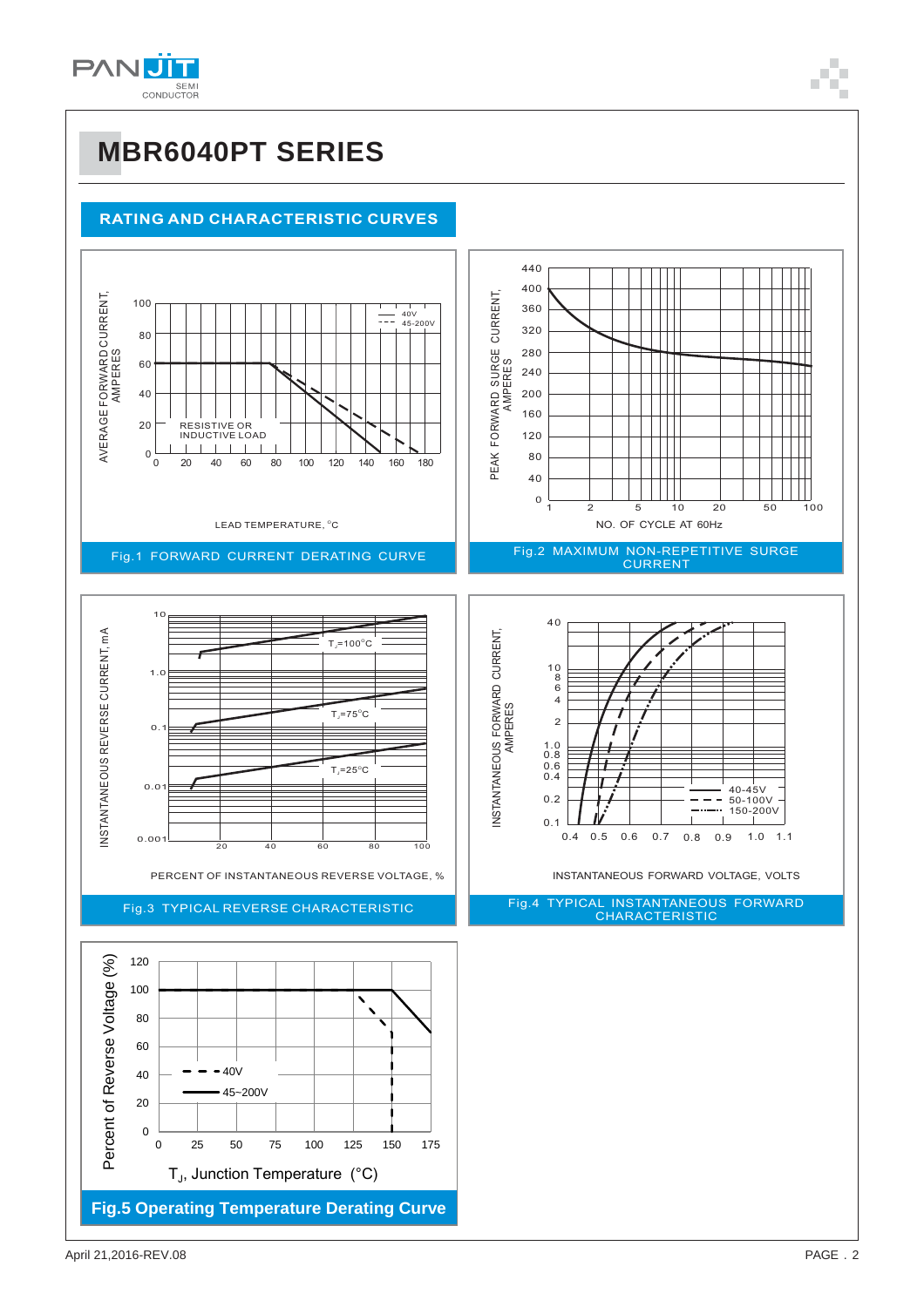# MBR6040PT SERIES

## RATING AND CHARACTERISTIC CURVES

AVERAGE FORWARD CURRENT, AMPERES

100, 80, 60, 40, 20, 0

40V

45-200V

RESISTIVE OR INDUCTIVE LOAD

0, 20, 40, 60, 80, 100, 120, 140, 160, 180

LEAD TEMPERATURE, °C

Fig.1 FORWARD CURRENT DERATING CURVE

PEAK FORWARD SURGE CURRENT, AMPERES

440, 400, 360, 320, 280, 240, 200, 160, 120, 80, 40, 0

1, 2, 5, 10, 20, 50, 100

NO. OF CYCLE AT 60Hz

Fig.2 MAXIMUM NON-REPETITIVE SURGE CURRENT

INSTANTANEOUS REVERSE CURRENT, mA

10, 1.0, 0.1, 0.01, 0.001

$T_J$=100°C

$T_J$=75°C

$T_J$=25°C

20, 40, 60, 80, 100

PERCENT OF INSTANTANEOUS REVERSE VOLTAGE, %

Fig.3 TYPICAL REVERSE CHARACTERISTIC

INSTANTANEOUS FORWARD CURRENT, AMPERES

40, 10, 8, 6, 4, 2, 1.0, 0.8, 0.6, 0.4, 0.2, 0.1

40-45V

50-100V

150-200V

0.4, 0.5, 0.6, 0.7, 0.8, 0.9, 1.0, 1.1

INSTANTANEOUS FORWARD VOLTAGE, VOLTS

Fig.4 TYPICAL INSTANTANEOUS FORWARD CHARACTERISTIC

Percent of Reverse Voltage (%)

120, 100, 80, 60, 40, 20, 0

40V

45~200V

0, 25, 50, 75, 100, 125, 150, 175

$T_J$, Junction Temperature (°C)

**Fig.5 Operating Temperature Derating Curve**

April 21,2016-REV.08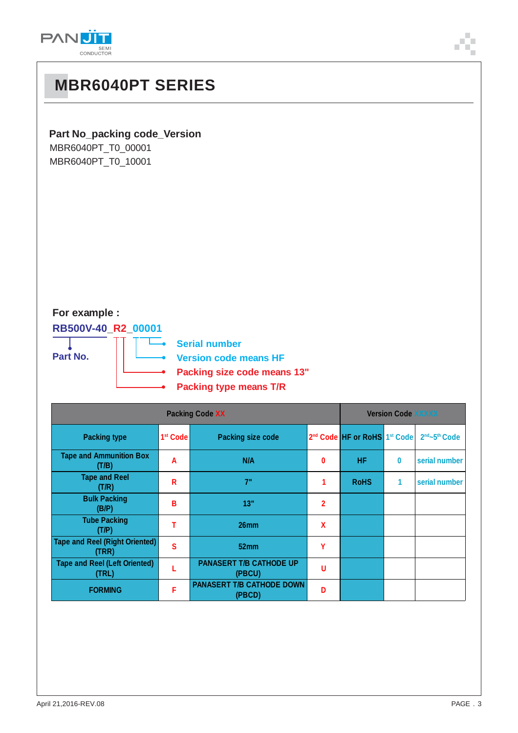# MBR6040PT SERIES

**Part No_packing code_Version**

MBR6040PT_T0_00001
MBR6040PT_T0_10001

**For example :**

**RB500V-40_R2_00001**

**Part No.**

- **Serial number**
- **Version code means HF**
- **Packing size code means 13"**
- **Packing type means T/R**

| Packing Code XX | | | | Version Code XXXXX | | |
|---|---|---|---|---|---|---|
| Packing type | 1st Code | Packing size code | 2nd Code | HF or RoHS | 1st Code | 2nd~5th Code |
| Tape and Ammunition Box (T/B) | A | N/A | 0 | HF | 0 | serial number |
| Tape and Reel (T/R) | R | 7" | 1 | RoHS | 1 | serial number |
| Bulk Packing (B/P) | B | 13" | 2 | | | |
| Tube Packing (T/P) | T | 26mm | X | | | |
| Tape and Reel (Right Oriented) (TRR) | S | 52mm | Y | | | |
| Tape and Reel (Left Oriented) (TRL) | L | PANASERT T/B CATHODE UP (PBCU) | U | | | |
| FORMING | F | PANASERT T/B CATHODE DOWN (PBCD) | D | | | |

April 21,2016-REV.08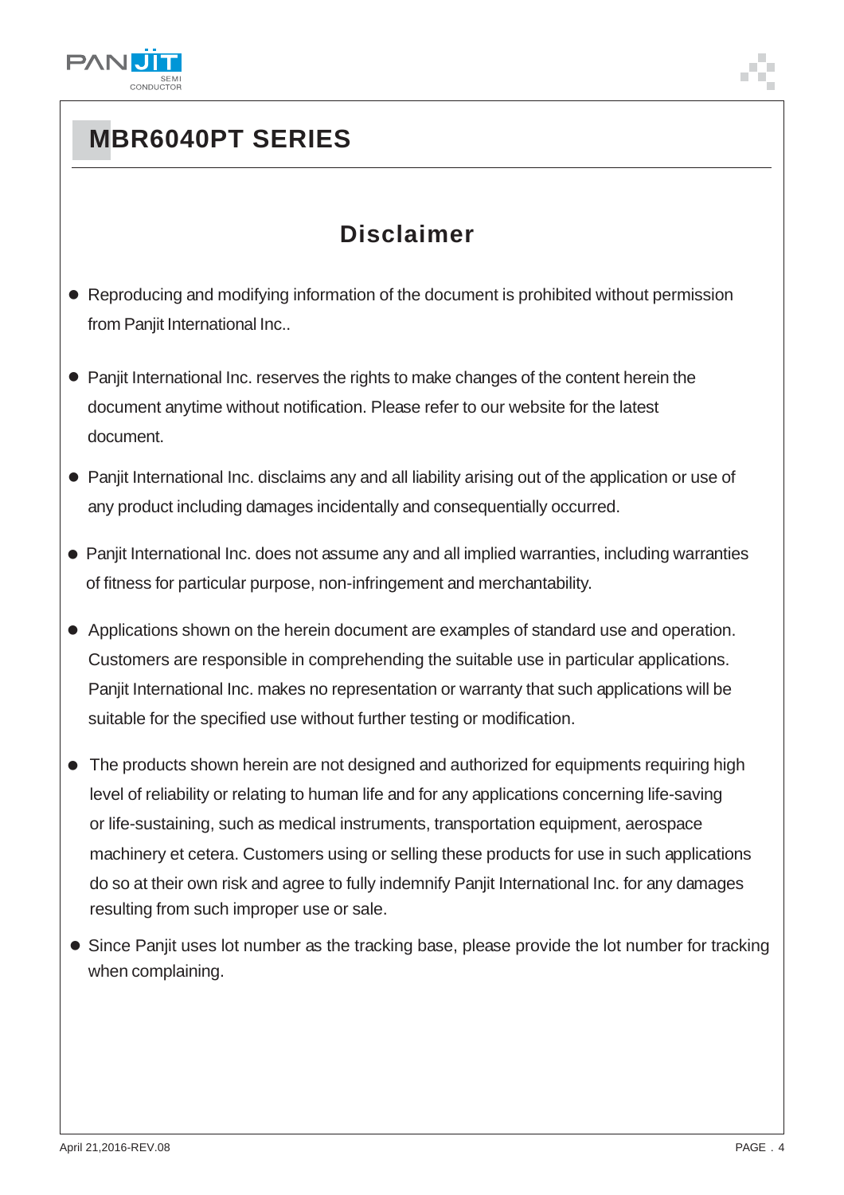# MBR6040PT SERIES

## Disclaimer

- Reproducing and modifying information of the document is prohibited without permission from Panjit International Inc..
- Panjit International Inc. reserves the rights to make changes of the content herein the document anytime without notification. Please refer to our website for the latest document.
- Panjit International Inc. disclaims any and all liability arising out of the application or use of any product including damages incidentally and consequentially occurred.
- Panjit International Inc. does not assume any and all implied warranties, including warranties of fitness for particular purpose, non-infringement and merchantability.
- Applications shown on the herein document are examples of standard use and operation. Customers are responsible in comprehending the suitable use in particular applications. Panjit International Inc. makes no representation or warranty that such applications will be suitable for the specified use without further testing or modification.
- The products shown herein are not designed and authorized for equipments requiring high level of reliability or relating to human life and for any applications concerning life-saving or life-sustaining, such as medical instruments, transportation equipment, aerospace machinery et cetera. Customers using or selling these products for use in such applications do so at their own risk and agree to fully indemnify Panjit International Inc. for any damages resulting from such improper use or sale.
- Since Panjit uses lot number as the tracking base, please provide the lot number for tracking when complaining.